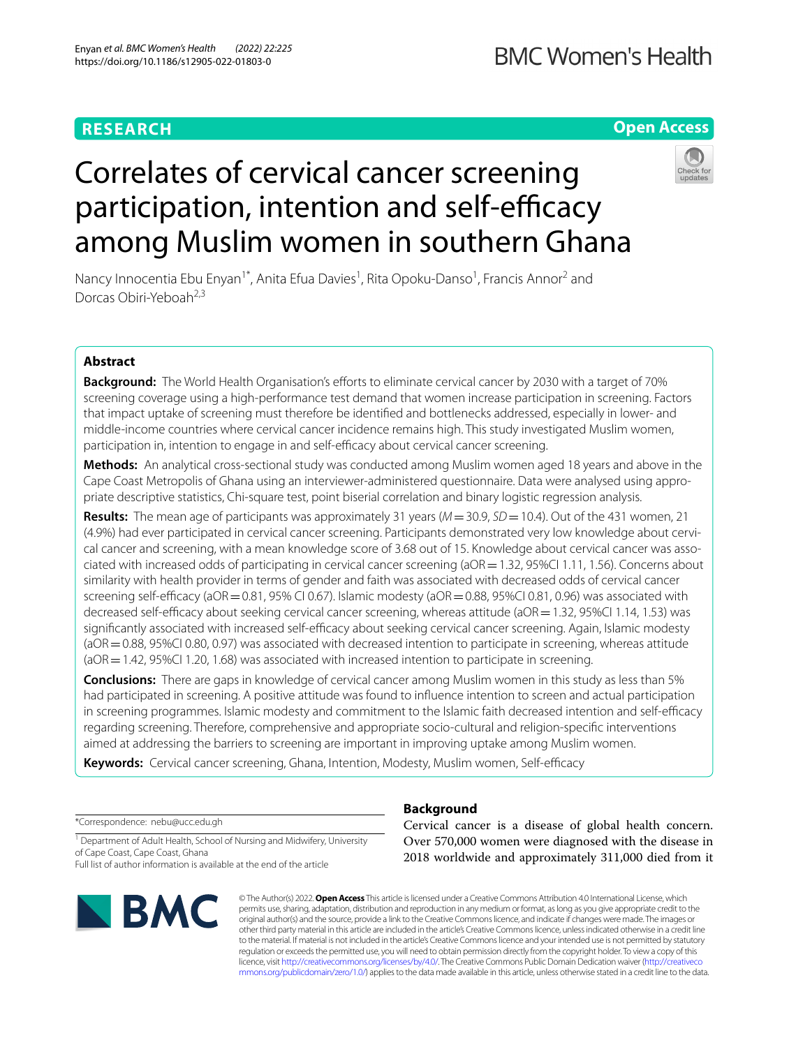RESEARCH

Open Access

# Correlates of cervical cancer screening participation, intention and self-efficacy among Muslim women in southern Ghana

Nancy Innocentia Ebu Enyan[1*], Anita Efua Davies[1], Rita Opoku-Danso[1], Francis Annor[2] and Dorcas Obiri-Yeboah[2,3]

## Abstract

**Background:** The World Health Organisation's efforts to eliminate cervical cancer by 2030 with a target of 70% screening coverage using a high-performance test demand that women increase participation in screening. Factors that impact uptake of screening must therefore be identified and bottlenecks addressed, especially in lower- and middle-income countries where cervical cancer incidence remains high. This study investigated Muslim women, participation in, intention to engage in and self-efficacy about cervical cancer screening.

**Methods:** An analytical cross-sectional study was conducted among Muslim women aged 18 years and above in the Cape Coast Metropolis of Ghana using an interviewer-administered questionnaire. Data were analysed using appropriate descriptive statistics, Chi-square test, point biserial correlation and binary logistic regression analysis.

**Results:** The mean age of participants was approximately 31 years (*M* = 30.9, *SD* = 10.4). Out of the 431 women, 21 (4.9%) had ever participated in cervical cancer screening. Participants demonstrated very low knowledge about cervical cancer and screening, with a mean knowledge score of 3.68 out of 15. Knowledge about cervical cancer was associated with increased odds of participating in cervical cancer screening (aOR = 1.32, 95%CI 1.11, 1.56). Concerns about similarity with health provider in terms of gender and faith was associated with decreased odds of cervical cancer screening self-efficacy (aOR = 0.81, 95% CI 0.67). Islamic modesty (aOR = 0.88, 95%CI 0.81, 0.96) was associated with decreased self-efficacy about seeking cervical cancer screening, whereas attitude (aOR = 1.32, 95%CI 1.14, 1.53) was significantly associated with increased self-efficacy about seeking cervical cancer screening. Again, Islamic modesty (aOR = 0.88, 95%CI 0.80, 0.97) was associated with decreased intention to participate in screening, whereas attitude (aOR = 1.42, 95%CI 1.20, 1.68) was associated with increased intention to participate in screening.

**Conclusions:** There are gaps in knowledge of cervical cancer among Muslim women in this study as less than 5% had participated in screening. A positive attitude was found to influence intention to screen and actual participation in screening programmes. Islamic modesty and commitment to the Islamic faith decreased intention and self-efficacy regarding screening. Therefore, comprehensive and appropriate socio-cultural and religion-specific interventions aimed at addressing the barriers to screening are important in improving uptake among Muslim women.

**Keywords:** Cervical cancer screening, Ghana, Intention, Modesty, Muslim women, Self-efficacy

*Correspondence: nebu@ucc.edu.gh

[1] Department of Adult Health, School of Nursing and Midwifery, University of Cape Coast, Cape Coast, Ghana

Full list of author information is available at the end of the article

## Background

Cervical cancer is a disease of global health concern. Over 570,000 women were diagnosed with the disease in 2018 worldwide and approximately 311,000 died from it

© The Author(s) 2022. **Open Access** This article is licensed under a Creative Commons Attribution 4.0 International License, which permits use, sharing, adaptation, distribution and reproduction in any medium or format, as long as you give appropriate credit to the original author(s) and the source, provide a link to the Creative Commons licence, and indicate if changes were made. The images or other third party material in this article are included in the article's Creative Commons licence, unless indicated otherwise in a credit line to the material. If material is not included in the article's Creative Commons licence and your intended use is not permitted by statutory regulation or exceeds the permitted use, you will need to obtain permission directly from the copyright holder. To view a copy of this licence, visit http://creativecommons.org/licenses/by/4.0/. The Creative Commons Public Domain Dedication waiver (http://creativecommons.org/publicdomain/zero/1.0/) applies to the data made available in this article, unless otherwise stated in a credit line to the data.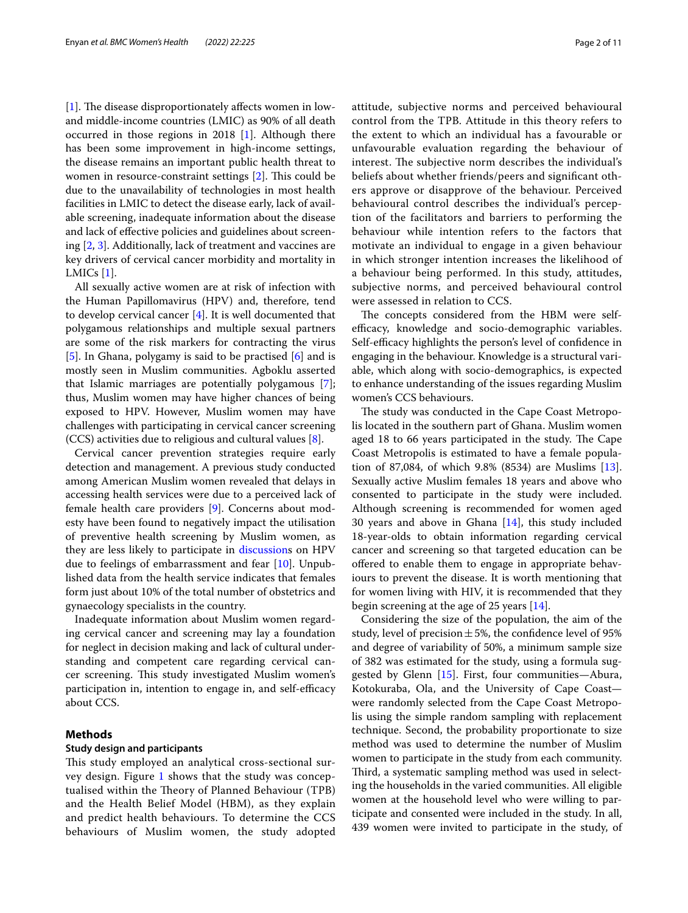[1]. The disease disproportionately affects women in low- and middle-income countries (LMIC) as 90% of all death occurred in those regions in 2018 [1]. Although there has been some improvement in high-income settings, the disease remains an important public health threat to women in resource-constraint settings [2]. This could be due to the unavailability of technologies in most health facilities in LMIC to detect the disease early, lack of available screening, inadequate information about the disease and lack of effective policies and guidelines about screening [2, 3]. Additionally, lack of treatment and vaccines are key drivers of cervical cancer morbidity and mortality in LMICs [1].

All sexually active women are at risk of infection with the Human Papillomavirus (HPV) and, therefore, tend to develop cervical cancer [4]. It is well documented that polygamous relationships and multiple sexual partners are some of the risk markers for contracting the virus [5]. In Ghana, polygamy is said to be practised [6] and is mostly seen in Muslim communities. Agboklu asserted that Islamic marriages are potentially polygamous [7]; thus, Muslim women may have higher chances of being exposed to HPV. However, Muslim women may have challenges with participating in cervical cancer screening (CCS) activities due to religious and cultural values [8].

Cervical cancer prevention strategies require early detection and management. A previous study conducted among American Muslim women revealed that delays in accessing health services were due to a perceived lack of female health care providers [9]. Concerns about modesty have been found to negatively impact the utilisation of preventive health screening by Muslim women, as they are less likely to participate in discussions on HPV due to feelings of embarrassment and fear [10]. Unpublished data from the health service indicates that females form just about 10% of the total number of obstetrics and gynaecology specialists in the country.

Inadequate information about Muslim women regarding cervical cancer and screening may lay a foundation for neglect in decision making and lack of cultural understanding and competent care regarding cervical cancer screening. This study investigated Muslim women's participation in, intention to engage in, and self-efficacy about CCS.

## Methods

### Study design and participants

This study employed an analytical cross-sectional survey design. Figure 1 shows that the study was conceptualised within the Theory of Planned Behaviour (TPB) and the Health Belief Model (HBM), as they explain and predict health behaviours. To determine the CCS behaviours of Muslim women, the study adopted attitude, subjective norms and perceived behavioural control from the TPB. Attitude in this theory refers to the extent to which an individual has a favourable or unfavourable evaluation regarding the behaviour of interest. The subjective norm describes the individual's beliefs about whether friends/peers and significant others approve or disapprove of the behaviour. Perceived behavioural control describes the individual's perception of the facilitators and barriers to performing the behaviour while intention refers to the factors that motivate an individual to engage in a given behaviour in which stronger intention increases the likelihood of a behaviour being performed. In this study, attitudes, subjective norms, and perceived behavioural control were assessed in relation to CCS.

The concepts considered from the HBM were self-efficacy, knowledge and socio-demographic variables. Self-efficacy highlights the person's level of confidence in engaging in the behaviour. Knowledge is a structural variable, which along with socio-demographics, is expected to enhance understanding of the issues regarding Muslim women's CCS behaviours.

The study was conducted in the Cape Coast Metropolis located in the southern part of Ghana. Muslim women aged 18 to 66 years participated in the study. The Cape Coast Metropolis is estimated to have a female population of 87,084, of which 9.8% (8534) are Muslims [13]. Sexually active Muslim females 18 years and above who consented to participate in the study were included. Although screening is recommended for women aged 30 years and above in Ghana [14], this study included 18-year-olds to obtain information regarding cervical cancer and screening so that targeted education can be offered to enable them to engage in appropriate behaviours to prevent the disease. It is worth mentioning that for women living with HIV, it is recommended that they begin screening at the age of 25 years [14].

Considering the size of the population, the aim of the study, level of precision ± 5%, the confidence level of 95% and degree of variability of 50%, a minimum sample size of 382 was estimated for the study, using a formula suggested by Glenn [15]. First, four communities—Abura, Kotokuraba, Ola, and the University of Cape Coast—were randomly selected from the Cape Coast Metropolis using the simple random sampling with replacement technique. Second, the probability proportionate to size method was used to determine the number of Muslim women to participate in the study from each community. Third, a systematic sampling method was used in selecting the households in the varied communities. All eligible women at the household level who were willing to participate and consented were included in the study. In all, 439 women were invited to participate in the study, of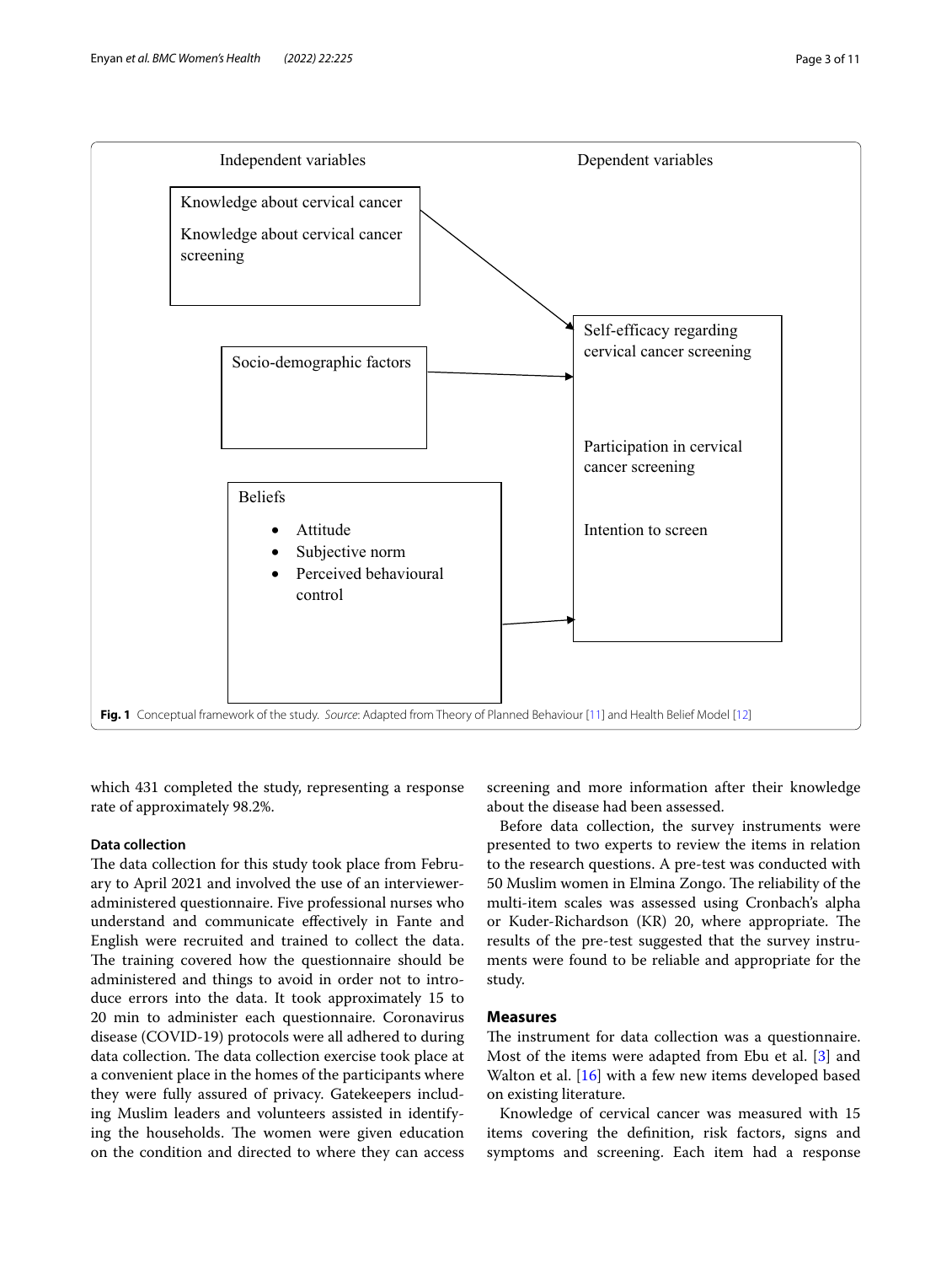Independent variables

Dependent variables

Knowledge about cervical cancer

Knowledge about cervical cancer screening

Socio-demographic factors

Beliefs

- Attitude
- Subjective norm
- Perceived behavioural control

Self-efficacy regarding cervical cancer screening

Participation in cervical cancer screening

Intention to screen

**Fig. 1** Conceptual framework of the study. *Source*: Adapted from Theory of Planned Behaviour [11] and Health Belief Model [12]

which 431 completed the study, representing a response rate of approximately 98.2%.

### Data collection

The data collection for this study took place from February to April 2021 and involved the use of an interviewer-administered questionnaire. Five professional nurses who understand and communicate effectively in Fante and English were recruited and trained to collect the data. The training covered how the questionnaire should be administered and things to avoid in order not to introduce errors into the data. It took approximately 15 to 20 min to administer each questionnaire. Coronavirus disease (COVID-19) protocols were all adhered to during data collection. The data collection exercise took place at a convenient place in the homes of the participants where they were fully assured of privacy. Gatekeepers including Muslim leaders and volunteers assisted in identifying the households. The women were given education on the condition and directed to where they can access screening and more information after their knowledge about the disease had been assessed.

Before data collection, the survey instruments were presented to two experts to review the items in relation to the research questions. A pre-test was conducted with 50 Muslim women in Elmina Zongo. The reliability of the multi-item scales was assessed using Cronbach's alpha or Kuder-Richardson (KR) 20, where appropriate. The results of the pre-test suggested that the survey instruments were found to be reliable and appropriate for the study.

## Measures

The instrument for data collection was a questionnaire. Most of the items were adapted from Ebu et al. [3] and Walton et al. [16] with a few new items developed based on existing literature.

Knowledge of cervical cancer was measured with 15 items covering the definition, risk factors, signs and symptoms and screening. Each item had a response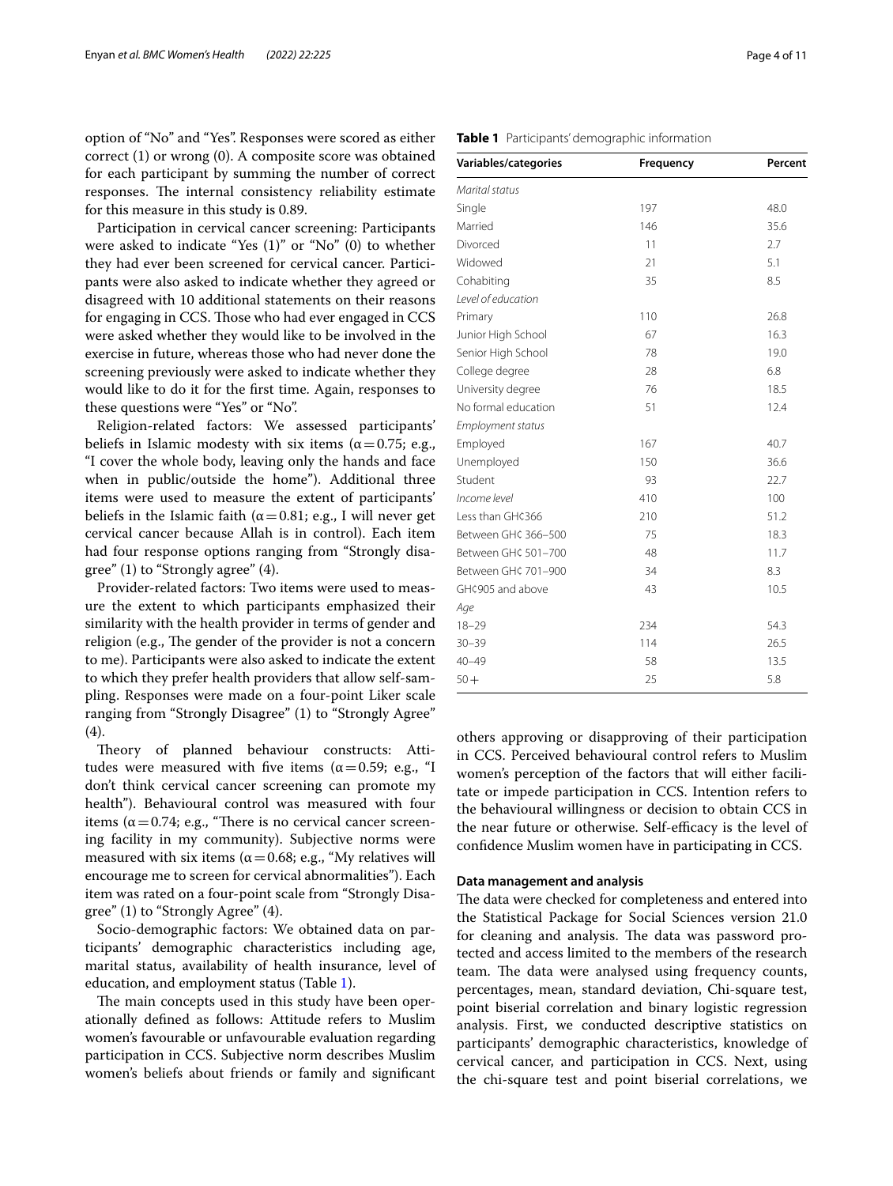option of "No" and "Yes". Responses were scored as either correct (1) or wrong (0). A composite score was obtained for each participant by summing the number of correct responses. The internal consistency reliability estimate for this measure in this study is 0.89.

Participation in cervical cancer screening: Participants were asked to indicate "Yes (1)" or "No" (0) to whether they had ever been screened for cervical cancer. Participants were also asked to indicate whether they agreed or disagreed with 10 additional statements on their reasons for engaging in CCS. Those who had ever engaged in CCS were asked whether they would like to be involved in the exercise in future, whereas those who had never done the screening previously were asked to indicate whether they would like to do it for the first time. Again, responses to these questions were "Yes" or "No".

Religion-related factors: We assessed participants' beliefs in Islamic modesty with six items ($\alpha = 0.75$; e.g., "I cover the whole body, leaving only the hands and face when in public/outside the home"). Additional three items were used to measure the extent of participants' beliefs in the Islamic faith ($\alpha = 0.81$; e.g., I will never get cervical cancer because Allah is in control). Each item had four response options ranging from "Strongly disagree" (1) to "Strongly agree" (4).

Provider-related factors: Two items were used to measure the extent to which participants emphasized their similarity with the health provider in terms of gender and religion (e.g., The gender of the provider is not a concern to me). Participants were also asked to indicate the extent to which they prefer health providers that allow self-sampling. Responses were made on a four-point Liker scale ranging from "Strongly Disagree" (1) to "Strongly Agree" (4).

Theory of planned behaviour constructs: Attitudes were measured with five items ($\alpha = 0.59$; e.g., "I don't think cervical cancer screening can promote my health"). Behavioural control was measured with four items ($\alpha = 0.74$; e.g., "There is no cervical cancer screening facility in my community). Subjective norms were measured with six items ($\alpha = 0.68$; e.g., "My relatives will encourage me to screen for cervical abnormalities"). Each item was rated on a four-point scale from "Strongly Disagree" (1) to "Strongly Agree" (4).

Socio-demographic factors: We obtained data on participants' demographic characteristics including age, marital status, availability of health insurance, level of education, and employment status (Table 1).

The main concepts used in this study have been operationally defined as follows: Attitude refers to Muslim women's favourable or unfavourable evaluation regarding participation in CCS. Subjective norm describes Muslim women's beliefs about friends or family and significant others approving or disapproving of their participation in CCS. Perceived behavioural control refers to Muslim women's perception of the factors that will either facilitate or impede participation in CCS. Intention refers to the behavioural willingness or decision to obtain CCS in the near future or otherwise. Self-efficacy is the level of confidence Muslim women have in participating in CCS.

**Table 1** Participants' demographic information

| Variables/categories | Frequency | Percent |
|---|---|---|
| *Marital status* | | |
| Single | 197 | 48.0 |
| Married | 146 | 35.6 |
| Divorced | 11 | 2.7 |
| Widowed | 21 | 5.1 |
| Cohabiting | 35 | 8.5 |
| *Level of education* | | |
| Primary | 110 | 26.8 |
| Junior High School | 67 | 16.3 |
| Senior High School | 78 | 19.0 |
| College degree | 28 | 6.8 |
| University degree | 76 | 18.5 |
| No formal education | 51 | 12.4 |
| *Employment status* | | |
| Employed | 167 | 40.7 |
| Unemployed | 150 | 36.6 |
| Student | 93 | 22.7 |
| *Income level* | 410 | 100 |
| Less than GH¢366 | 210 | 51.2 |
| Between GH¢ 366–500 | 75 | 18.3 |
| Between GH¢ 501–700 | 48 | 11.7 |
| Between GH¢ 701–900 | 34 | 8.3 |
| GH¢905 and above | 43 | 10.5 |
| *Age* | | |
| 18–29 | 234 | 54.3 |
| 30–39 | 114 | 26.5 |
| 40–49 | 58 | 13.5 |
| 50+ | 25 | 5.8 |

### Data management and analysis

The data were checked for completeness and entered into the Statistical Package for Social Sciences version 21.0 for cleaning and analysis. The data was password protected and access limited to the members of the research team. The data were analysed using frequency counts, percentages, mean, standard deviation, Chi-square test, point biserial correlation and binary logistic regression analysis. First, we conducted descriptive statistics on participants' demographic characteristics, knowledge of cervical cancer, and participation in CCS. Next, using the chi-square test and point biserial correlations, we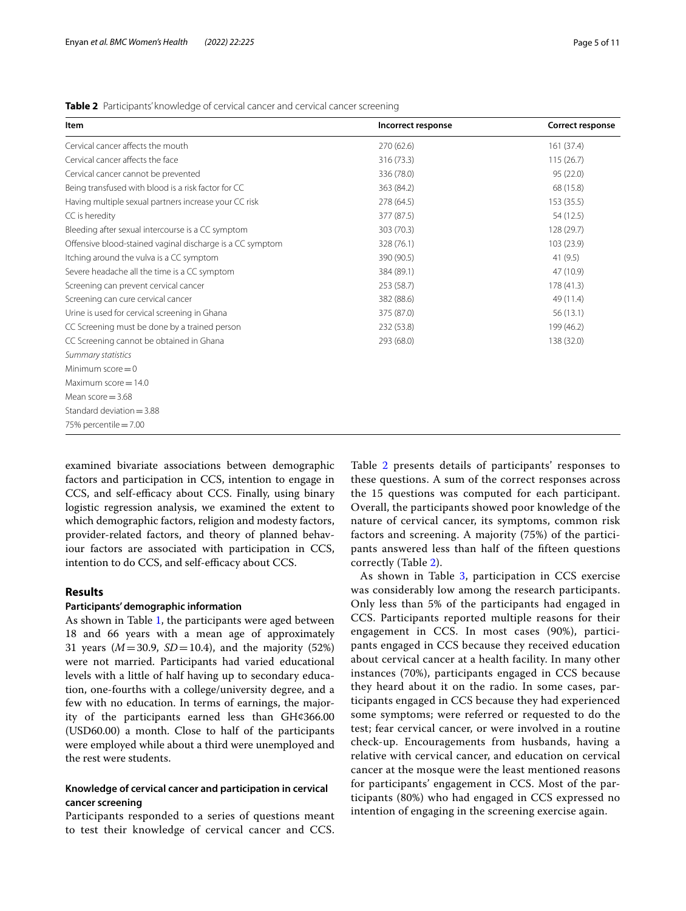**Table 2** Participants' knowledge of cervical cancer and cervical cancer screening

| Item | Incorrect response | Correct response |
|---|---|---|
| Cervical cancer affects the mouth | 270 (62.6) | 161 (37.4) |
| Cervical cancer affects the face | 316 (73.3) | 115 (26.7) |
| Cervical cancer cannot be prevented | 336 (78.0) | 95 (22.0) |
| Being transfused with blood is a risk factor for CC | 363 (84.2) | 68 (15.8) |
| Having multiple sexual partners increase your CC risk | 278 (64.5) | 153 (35.5) |
| CC is heredity | 377 (87.5) | 54 (12.5) |
| Bleeding after sexual intercourse is a CC symptom | 303 (70.3) | 128 (29.7) |
| Offensive blood-stained vaginal discharge is a CC symptom | 328 (76.1) | 103 (23.9) |
| Itching around the vulva is a CC symptom | 390 (90.5) | 41 (9.5) |
| Severe headache all the time is a CC symptom | 384 (89.1) | 47 (10.9) |
| Screening can prevent cervical cancer | 253 (58.7) | 178 (41.3) |
| Screening can cure cervical cancer | 382 (88.6) | 49 (11.4) |
| Urine is used for cervical screening in Ghana | 375 (87.0) | 56 (13.1) |
| CC Screening must be done by a trained person | 232 (53.8) | 199 (46.2) |
| CC Screening cannot be obtained in Ghana | 293 (68.0) | 138 (32.0) |
| *Summary statistics* | | |
| Minimum score = 0 | | |
| Maximum score = 14.0 | | |
| Mean score = 3.68 | | |
| Standard deviation = 3.88 | | |
| 75% percentile = 7.00 | | |

examined bivariate associations between demographic factors and participation in CCS, intention to engage in CCS, and self-efficacy about CCS. Finally, using binary logistic regression analysis, we examined the extent to which demographic factors, religion and modesty factors, provider-related factors, and theory of planned behaviour factors are associated with participation in CCS, intention to do CCS, and self-efficacy about CCS.

## Results

### Participants' demographic information

As shown in Table 1, the participants were aged between 18 and 66 years with a mean age of approximately 31 years ($M = 30.9$, $SD = 10.4$), and the majority (52%) were not married. Participants had varied educational levels with a little of half having up to secondary education, one-fourths with a college/university degree, and a few with no education. In terms of earnings, the majority of the participants earned less than GH¢366.00 (USD60.00) a month. Close to half of the participants were employed while about a third were unemployed and the rest were students.

### Knowledge of cervical cancer and participation in cervical cancer screening

Participants responded to a series of questions meant to test their knowledge of cervical cancer and CCS. Table 2 presents details of participants' responses to these questions. A sum of the correct responses across the 15 questions was computed for each participant. Overall, the participants showed poor knowledge of the nature of cervical cancer, its symptoms, common risk factors and screening. A majority (75%) of the participants answered less than half of the fifteen questions correctly (Table 2).

As shown in Table 3, participation in CCS exercise was considerably low among the research participants. Only less than 5% of the participants had engaged in CCS. Participants reported multiple reasons for their engagement in CCS. In most cases (90%), participants engaged in CCS because they received education about cervical cancer at a health facility. In many other instances (70%), participants engaged in CCS because they heard about it on the radio. In some cases, participants engaged in CCS because they had experienced some symptoms; were referred or requested to do the test; fear cervical cancer, or were involved in a routine check-up. Encouragements from husbands, having a relative with cervical cancer, and education on cervical cancer at the mosque were the least mentioned reasons for participants' engagement in CCS. Most of the participants (80%) who had engaged in CCS expressed no intention of engaging in the screening exercise again.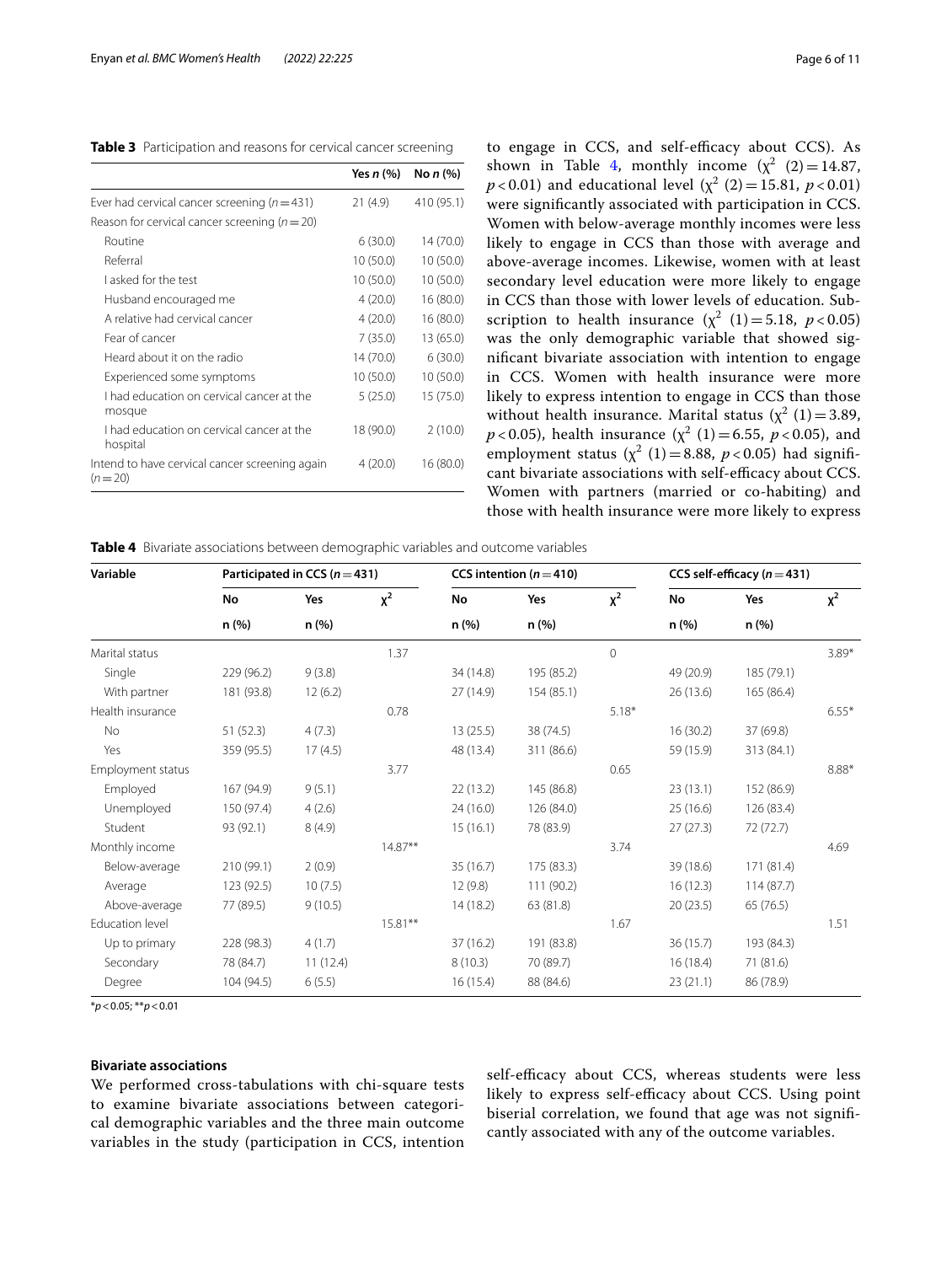**Table 3** Participation and reasons for cervical cancer screening

| | Yes *n* (%) | No *n* (%) |
|---|---|---|
| Ever had cervical cancer screening (*n* = 431) | 21 (4.9) | 410 (95.1) |
| Reason for cervical cancer screening (*n* = 20) | | |
| Routine | 6 (30.0) | 14 (70.0) |
| Referral | 10 (50.0) | 10 (50.0) |
| I asked for the test | 10 (50.0) | 10 (50.0) |
| Husband encouraged me | 4 (20.0) | 16 (80.0) |
| A relative had cervical cancer | 4 (20.0) | 16 (80.0) |
| Fear of cancer | 7 (35.0) | 13 (65.0) |
| Heard about it on the radio | 14 (70.0) | 6 (30.0) |
| Experienced some symptoms | 10 (50.0) | 10 (50.0) |
| I had education on cervical cancer at the mosque | 5 (25.0) | 15 (75.0) |
| I had education on cervical cancer at the hospital | 18 (90.0) | 2 (10.0) |
| Intend to have cervical cancer screening again (*n* = 20) | 4 (20.0) | 16 (80.0) |

to engage in CCS, and self-efficacy about CCS). As shown in Table 4, monthly income ($\chi^2$ (2) = 14.87, $p < 0.01$) and educational level ($\chi^2$ (2) = 15.81, $p < 0.01$) were significantly associated with participation in CCS. Women with below-average monthly incomes were less likely to engage in CCS than those with average and above-average incomes. Likewise, women with at least secondary level education were more likely to engage in CCS than those with lower levels of education. Subscription to health insurance ($\chi^2$ (1) = 5.18, $p < 0.05$) was the only demographic variable that showed significant bivariate association with intention to engage in CCS. Women with health insurance were more likely to express intention to engage in CCS than those without health insurance. Marital status ($\chi^2$ (1) = 3.89, $p < 0.05$), health insurance ($\chi^2$ (1) = 6.55, $p < 0.05$), and employment status ($\chi^2$ (1) = 8.88, $p < 0.05$) had significant bivariate associations with self-efficacy about CCS. Women with partners (married or co-habiting) and those with health insurance were more likely to express self-efficacy about CCS, whereas students were less likely to express self-efficacy about CCS. Using point biserial correlation, we found that age was not significantly associated with any of the outcome variables.

**Table 4** Bivariate associations between demographic variables and outcome variables

| Variable | Participated in CCS (*n* = 431) | | | CCS intention (*n* = 410) | | | CCS self-efficacy (*n* = 431) | | |
|---|---|---|---|---|---|---|---|---|---|
| | No | Yes | $\chi^2$ | No | Yes | $\chi^2$ | No | Yes | $\chi^2$ |
| | n (%) | n (%) | | n (%) | n (%) | | n (%) | n (%) | |
| Marital status | | | 1.37 | | | 0 | | | 3.89* |
| Single | 229 (96.2) | 9 (3.8) | | 34 (14.8) | 195 (85.2) | | 49 (20.9) | 185 (79.1) | |
| With partner | 181 (93.8) | 12 (6.2) | | 27 (14.9) | 154 (85.1) | | 26 (13.6) | 165 (86.4) | |
| Health insurance | | | 0.78 | | | 5.18* | | | 6.55* |
| No | 51 (52.3) | 4 (7.3) | | 13 (25.5) | 38 (74.5) | | 16 (30.2) | 37 (69.8) | |
| Yes | 359 (95.5) | 17 (4.5) | | 48 (13.4) | 311 (86.6) | | 59 (15.9) | 313 (84.1) | |
| Employment status | | | 3.77 | | | 0.65 | | | 8.88* |
| Employed | 167 (94.9) | 9 (5.1) | | 22 (13.2) | 145 (86.8) | | 23 (13.1) | 152 (86.9) | |
| Unemployed | 150 (97.4) | 4 (2.6) | | 24 (16.0) | 126 (84.0) | | 25 (16.6) | 126 (83.4) | |
| Student | 93 (92.1) | 8 (4.9) | | 15 (16.1) | 78 (83.9) | | 27 (27.3) | 72 (72.7) | |
| Monthly income | | | 14.87** | | | 3.74 | | | 4.69 |
| Below-average | 210 (99.1) | 2 (0.9) | | 35 (16.7) | 175 (83.3) | | 39 (18.6) | 171 (81.4) | |
| Average | 123 (92.5) | 10 (7.5) | | 12 (9.8) | 111 (90.2) | | 16 (12.3) | 114 (87.7) | |
| Above-average | 77 (89.5) | 9 (10.5) | | 14 (18.2) | 63 (81.8) | | 20 (23.5) | 65 (76.5) | |
| Education level | | | 15.81** | | | 1.67 | | | 1.51 |
| Up to primary | 228 (98.3) | 4 (1.7) | | 37 (16.2) | 191 (83.8) | | 36 (15.7) | 193 (84.3) | |
| Secondary | 78 (84.7) | 11 (12.4) | | 8 (10.3) | 70 (89.7) | | 16 (18.4) | 71 (81.6) | |
| Degree | 104 (94.5) | 6 (5.5) | | 16 (15.4) | 88 (84.6) | | 23 (21.1) | 86 (78.9) | |

*$p < 0.05$; **$p < 0.01$

### Bivariate associations

We performed cross-tabulations with chi-square tests to examine bivariate associations between categorical demographic variables and the three main outcome variables in the study (participation in CCS, intention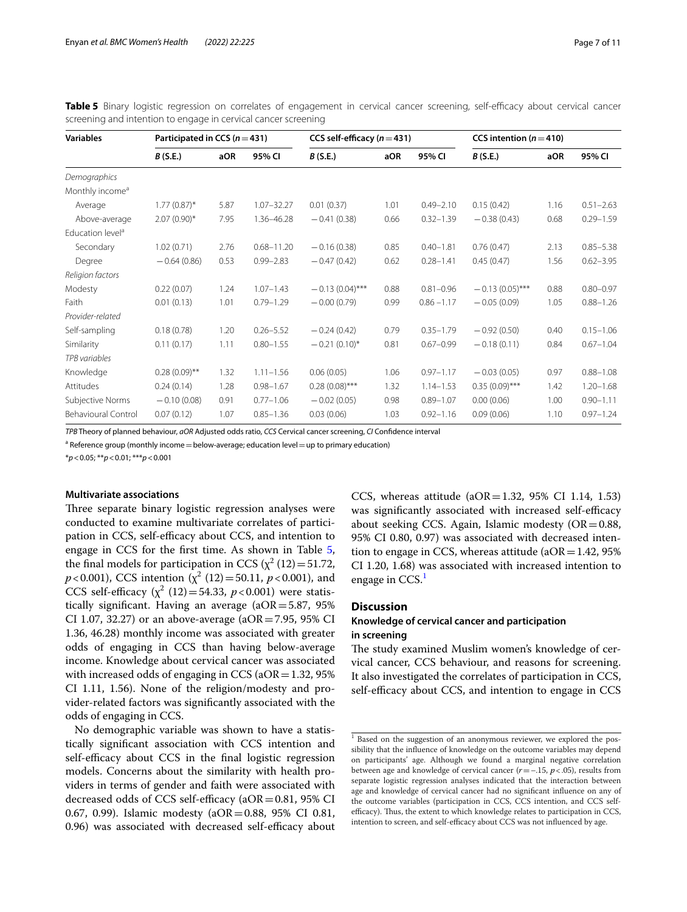**Table 5** Binary logistic regression on correlates of engagement in cervical cancer screening, self-efficacy about cervical cancer screening and intention to engage in cervical cancer screening

| Variables | Participated in CCS ($n = 431$) | | | CCS self-efficacy ($n = 431$) | | | CCS intention ($n = 410$) | | |
|---|---|---|---|---|---|---|---|---|---|
| | *B* (S.E.) | aOR | 95% CI | *B* (S.E.) | aOR | 95% CI | *B* (S.E.) | aOR | 95% CI |
| *Demographics* | | | | | | | | | |
| Monthly income[a] | | | | | | | | | |
| Average | 1.77 (0.87)* | 5.87 | 1.07–32.27 | 0.01 (0.37) | 1.01 | 0.49–2.10 | 0.15 (0.42) | 1.16 | 0.51–2.63 |
| Above-average | 2.07 (0.90)* | 7.95 | 1.36–46.28 | −0.41 (0.38) | 0.66 | 0.32–1.39 | −0.38 (0.43) | 0.68 | 0.29–1.59 |
| Education level[a] | | | | | | | | | |
| Secondary | 1.02 (0.71) | 2.76 | 0.68–11.20 | −0.16 (0.38) | 0.85 | 0.40–1.81 | 0.76 (0.47) | 2.13 | 0.85–5.38 |
| Degree | −0.64 (0.86) | 0.53 | 0.99–2.83 | −0.47 (0.42) | 0.62 | 0.28–1.41 | 0.45 (0.47) | 1.56 | 0.62–3.95 |
| *Religion factors* | | | | | | | | | |
| Modesty | 0.22 (0.07) | 1.24 | 1.07–1.43 | −0.13 (0.04)*** | 0.88 | 0.81–0.96 | −0.13 (0.05)*** | 0.88 | 0.80–0.97 |
| Faith | 0.01 (0.13) | 1.01 | 0.79–1.29 | −0.00 (0.79) | 0.99 | 0.86 –1.17 | −0.05 (0.09) | 1.05 | 0.88–1.26 |
| *Provider-related* | | | | | | | | | |
| Self-sampling | 0.18 (0.78) | 1.20 | 0.26–5.52 | −0.24 (0.42) | 0.79 | 0.35–1.79 | −0.92 (0.50) | 0.40 | 0.15–1.06 |
| Similarity | 0.11 (0.17) | 1.11 | 0.80–1.55 | −0.21 (0.10)* | 0.81 | 0.67–0.99 | −0.18 (0.11) | 0.84 | 0.67–1.04 |
| *TPB variables* | | | | | | | | | |
| Knowledge | 0.28 (0.09)** | 1.32 | 1.11–1.56 | 0.06 (0.05) | 1.06 | 0.97–1.17 | −0.03 (0.05) | 0.97 | 0.88–1.08 |
| Attitudes | 0.24 (0.14) | 1.28 | 0.98–1.67 | 0.28 (0.08)*** | 1.32 | 1.14–1.53 | 0.35 (0.09)*** | 1.42 | 1.20–1.68 |
| Subjective Norms | −0.10 (0.08) | 0.91 | 0.77–1.06 | −0.02 (0.05) | 0.98 | 0.89–1.07 | 0.00 (0.06) | 1.00 | 0.90–1.11 |
| Behavioural Control | 0.07 (0.12) | 1.07 | 0.85–1.36 | 0.03 (0.06) | 1.03 | 0.92–1.16 | 0.09 (0.06) | 1.10 | 0.97–1.24 |

*TPB* Theory of planned behaviour, *aOR* Adjusted odds ratio, *CCS* Cervical cancer screening, *CI* Confidence interval

[a] Reference group (monthly income = below-average; education level = up to primary education)

*$p < 0.05$; **$p < 0.01$; ***$p < 0.001$

#### Multivariate associations

Three separate binary logistic regression analyses were conducted to examine multivariate correlates of participation in CCS, self-efficacy about CCS, and intention to engage in CCS for the first time. As shown in Table 5, the final models for participation in CCS ($\chi^2$ (12) = 51.72, $p < 0.001$), CCS intention ($\chi^2$ (12) = 50.11, $p < 0.001$), and CCS self-efficacy ($\chi^2$ (12) = 54.33, $p < 0.001$) were statistically significant. Having an average (aOR = 5.87, 95% CI 1.07, 32.27) or an above-average (aOR = 7.95, 95% CI 1.36, 46.28) monthly income was associated with greater odds of engaging in CCS than having below-average income. Knowledge about cervical cancer was associated with increased odds of engaging in CCS (aOR = 1.32, 95% CI 1.11, 1.56). None of the religion/modesty and provider-related factors was significantly associated with the odds of engaging in CCS.

No demographic variable was shown to have a statistically significant association with CCS intention and self-efficacy about CCS in the final logistic regression models. Concerns about the similarity with health providers in terms of gender and faith were associated with decreased odds of CCS self-efficacy (aOR = 0.81, 95% CI 0.67, 0.99). Islamic modesty (aOR = 0.88, 95% CI 0.81, 0.96) was associated with decreased self-efficacy about CCS, whereas attitude (aOR = 1.32, 95% CI 1.14, 1.53) was significantly associated with increased self-efficacy about seeking CCS. Again, Islamic modesty (OR = 0.88, 95% CI 0.80, 0.97) was associated with decreased intention to engage in CCS, whereas attitude (aOR = 1.42, 95% CI 1.20, 1.68) was associated with increased intention to engage in CCS.[1]

## Discussion

### Knowledge of cervical cancer and participation in screening

The study examined Muslim women's knowledge of cervical cancer, CCS behaviour, and reasons for screening. It also investigated the correlates of participation in CCS, self-efficacy about CCS, and intention to engage in CCS

[1] Based on the suggestion of an anonymous reviewer, we explored the possibility that the influence of knowledge on the outcome variables may depend on participants' age. Although we found a marginal negative correlation between age and knowledge of cervical cancer ($r = -.15$, $p < .05$), results from separate logistic regression analyses indicated that the interaction between age and knowledge of cervical cancer had no significant influence on any of the outcome variables (participation in CCS, CCS intention, and CCS self-efficacy). Thus, the extent to which knowledge relates to participation in CCS, intention to screen, and self-efficacy about CCS was not influenced by age.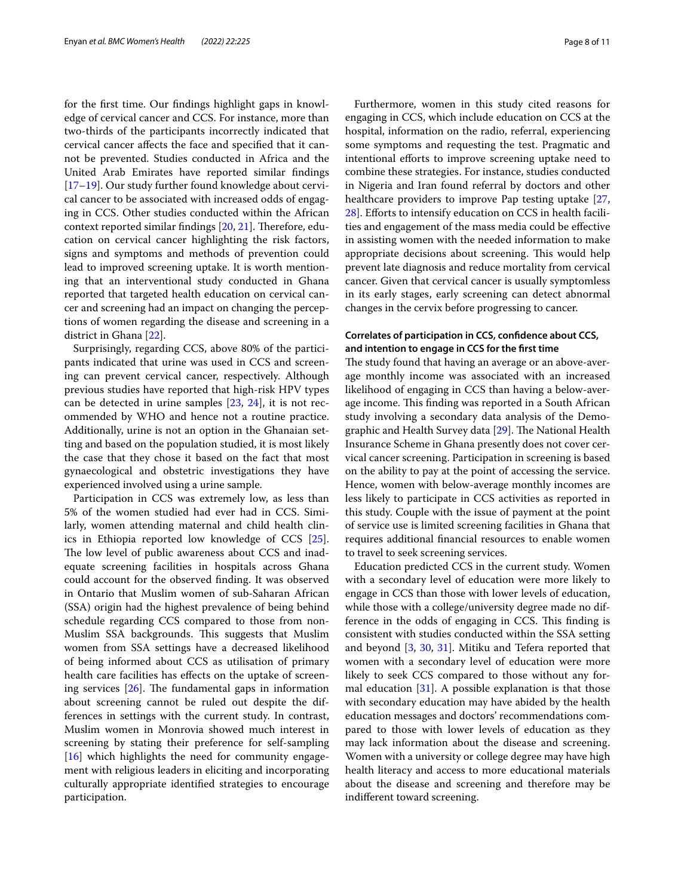for the first time. Our findings highlight gaps in knowledge of cervical cancer and CCS. For instance, more than two-thirds of the participants incorrectly indicated that cervical cancer affects the face and specified that it cannot be prevented. Studies conducted in Africa and the United Arab Emirates have reported similar findings [17–19]. Our study further found knowledge about cervical cancer to be associated with increased odds of engaging in CCS. Other studies conducted within the African context reported similar findings [20, 21]. Therefore, education on cervical cancer highlighting the risk factors, signs and symptoms and methods of prevention could lead to improved screening uptake. It is worth mentioning that an interventional study conducted in Ghana reported that targeted health education on cervical cancer and screening had an impact on changing the perceptions of women regarding the disease and screening in a district in Ghana [22].

Surprisingly, regarding CCS, above 80% of the participants indicated that urine was used in CCS and screening can prevent cervical cancer, respectively. Although previous studies have reported that high-risk HPV types can be detected in urine samples [23, 24], it is not recommended by WHO and hence not a routine practice. Additionally, urine is not an option in the Ghanaian setting and based on the population studied, it is most likely the case that they chose it based on the fact that most gynaecological and obstetric investigations they have experienced involved using a urine sample.

Participation in CCS was extremely low, as less than 5% of the women studied had ever had in CCS. Similarly, women attending maternal and child health clinics in Ethiopia reported low knowledge of CCS [25]. The low level of public awareness about CCS and inadequate screening facilities in hospitals across Ghana could account for the observed finding. It was observed in Ontario that Muslim women of sub-Saharan African (SSA) origin had the highest prevalence of being behind schedule regarding CCS compared to those from non-Muslim SSA backgrounds. This suggests that Muslim women from SSA settings have a decreased likelihood of being informed about CCS as utilisation of primary health care facilities has effects on the uptake of screening services [26]. The fundamental gaps in information about screening cannot be ruled out despite the differences in settings with the current study. In contrast, Muslim women in Monrovia showed much interest in screening by stating their preference for self-sampling [16] which highlights the need for community engagement with religious leaders in eliciting and incorporating culturally appropriate identified strategies to encourage participation.

Furthermore, women in this study cited reasons for engaging in CCS, which include education on CCS at the hospital, information on the radio, referral, experiencing some symptoms and requesting the test. Pragmatic and intentional efforts to improve screening uptake need to combine these strategies. For instance, studies conducted in Nigeria and Iran found referral by doctors and other healthcare providers to improve Pap testing uptake [27, 28]. Efforts to intensify education on CCS in health facilities and engagement of the mass media could be effective in assisting women with the needed information to make appropriate decisions about screening. This would help prevent late diagnosis and reduce mortality from cervical cancer. Given that cervical cancer is usually symptomless in its early stages, early screening can detect abnormal changes in the cervix before progressing to cancer.

### Correlates of participation in CCS, confidence about CCS, and intention to engage in CCS for the first time

The study found that having an average or an above-average monthly income was associated with an increased likelihood of engaging in CCS than having a below-average income. This finding was reported in a South African study involving a secondary data analysis of the Demographic and Health Survey data [29]. The National Health Insurance Scheme in Ghana presently does not cover cervical cancer screening. Participation in screening is based on the ability to pay at the point of accessing the service. Hence, women with below-average monthly incomes are less likely to participate in CCS activities as reported in this study. Couple with the issue of payment at the point of service use is limited screening facilities in Ghana that requires additional financial resources to enable women to travel to seek screening services.

Education predicted CCS in the current study. Women with a secondary level of education were more likely to engage in CCS than those with lower levels of education, while those with a college/university degree made no difference in the odds of engaging in CCS. This finding is consistent with studies conducted within the SSA setting and beyond [3, 30, 31]. Mitiku and Tefera reported that women with a secondary level of education were more likely to seek CCS compared to those without any formal education [31]. A possible explanation is that those with secondary education may have abided by the health education messages and doctors' recommendations compared to those with lower levels of education as they may lack information about the disease and screening. Women with a university or college degree may have high health literacy and access to more educational materials about the disease and screening and therefore may be indifferent toward screening.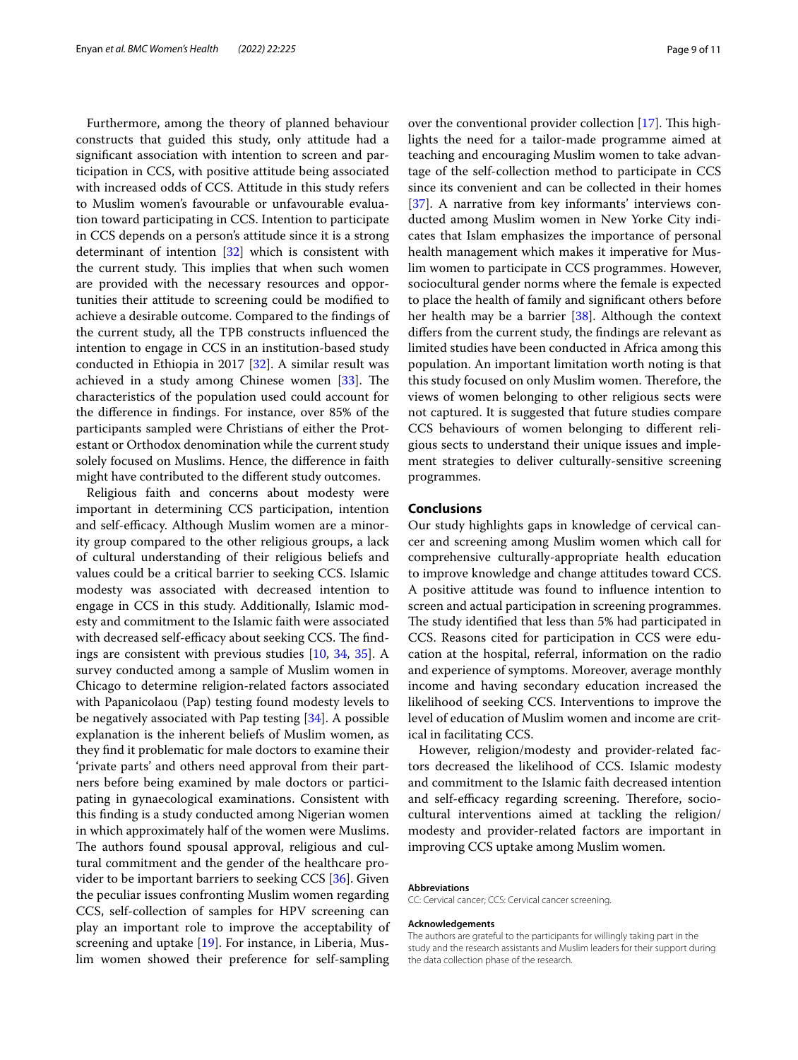Furthermore, among the theory of planned behaviour constructs that guided this study, only attitude had a significant association with intention to screen and participation in CCS, with positive attitude being associated with increased odds of CCS. Attitude in this study refers to Muslim women's favourable or unfavourable evaluation toward participating in CCS. Intention to participate in CCS depends on a person's attitude since it is a strong determinant of intention [32] which is consistent with the current study. This implies that when such women are provided with the necessary resources and opportunities their attitude to screening could be modified to achieve a desirable outcome. Compared to the findings of the current study, all the TPB constructs influenced the intention to engage in CCS in an institution-based study conducted in Ethiopia in 2017 [32]. A similar result was achieved in a study among Chinese women [33]. The characteristics of the population used could account for the difference in findings. For instance, over 85% of the participants sampled were Christians of either the Protestant or Orthodox denomination while the current study solely focused on Muslims. Hence, the difference in faith might have contributed to the different study outcomes.

Religious faith and concerns about modesty were important in determining CCS participation, intention and self-efficacy. Although Muslim women are a minority group compared to the other religious groups, a lack of cultural understanding of their religious beliefs and values could be a critical barrier to seeking CCS. Islamic modesty was associated with decreased intention to engage in CCS in this study. Additionally, Islamic modesty and commitment to the Islamic faith were associated with decreased self-efficacy about seeking CCS. The findings are consistent with previous studies [10, 34, 35]. A survey conducted among a sample of Muslim women in Chicago to determine religion-related factors associated with Papanicolaou (Pap) testing found modesty levels to be negatively associated with Pap testing [34]. A possible explanation is the inherent beliefs of Muslim women, as they find it problematic for male doctors to examine their 'private parts' and others need approval from their partners before being examined by male doctors or participating in gynaecological examinations. Consistent with this finding is a study conducted among Nigerian women in which approximately half of the women were Muslims. The authors found spousal approval, religious and cultural commitment and the gender of the healthcare provider to be important barriers to seeking CCS [36]. Given the peculiar issues confronting Muslim women regarding CCS, self-collection of samples for HPV screening can play an important role to improve the acceptability of screening and uptake [19]. For instance, in Liberia, Muslim women showed their preference for self-sampling over the conventional provider collection [17]. This highlights the need for a tailor-made programme aimed at teaching and encouraging Muslim women to take advantage of the self-collection method to participate in CCS since its convenient and can be collected in their homes [37]. A narrative from key informants' interviews conducted among Muslim women in New Yorke City indicates that Islam emphasizes the importance of personal health management which makes it imperative for Muslim women to participate in CCS programmes. However, sociocultural gender norms where the female is expected to place the health of family and significant others before her health may be a barrier [38]. Although the context differs from the current study, the findings are relevant as limited studies have been conducted in Africa among this population. An important limitation worth noting is that this study focused on only Muslim women. Therefore, the views of women belonging to other religious sects were not captured. It is suggested that future studies compare CCS behaviours of women belonging to different religious sects to understand their unique issues and implement strategies to deliver culturally-sensitive screening programmes.

## Conclusions

Our study highlights gaps in knowledge of cervical cancer and screening among Muslim women which call for comprehensive culturally-appropriate health education to improve knowledge and change attitudes toward CCS. A positive attitude was found to influence intention to screen and actual participation in screening programmes. The study identified that less than 5% had participated in CCS. Reasons cited for participation in CCS were education at the hospital, referral, information on the radio and experience of symptoms. Moreover, average monthly income and having secondary education increased the likelihood of seeking CCS. Interventions to improve the level of education of Muslim women and income are critical in facilitating CCS.

However, religion/modesty and provider-related factors decreased the likelihood of CCS. Islamic modesty and commitment to the Islamic faith decreased intention and self-efficacy regarding screening. Therefore, sociocultural interventions aimed at tackling the religion/modesty and provider-related factors are important in improving CCS uptake among Muslim women.

**Abbreviations**

CC: Cervical cancer; CCS: Cervical cancer screening.

**Acknowledgements**

The authors are grateful to the participants for willingly taking part in the study and the research assistants and Muslim leaders for their support during the data collection phase of the research.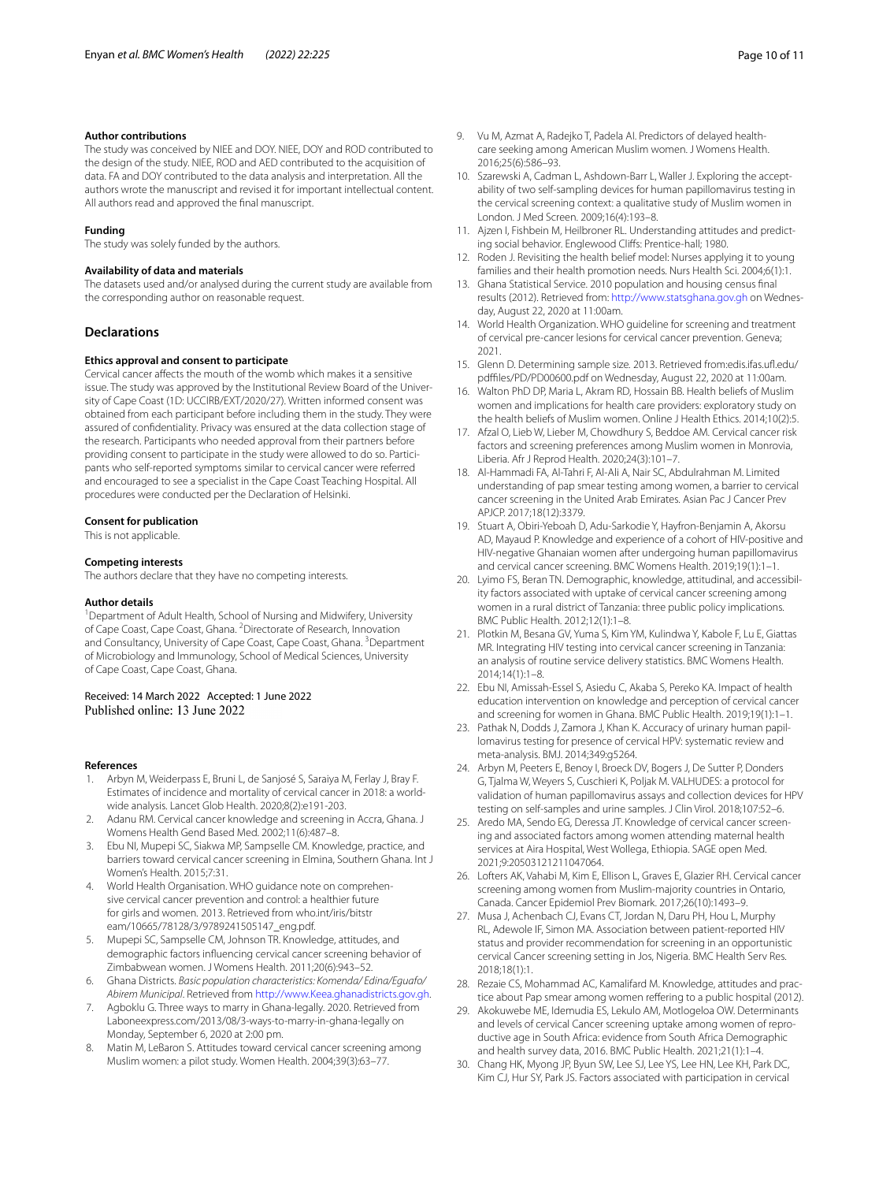**Author contributions**

The study was conceived by NIEE and DOY. NIEE, DOY and ROD contributed to the design of the study. NIEE, ROD and AED contributed to the acquisition of data. FA and DOY contributed to the data analysis and interpretation. All the authors wrote the manuscript and revised it for important intellectual content. All authors read and approved the final manuscript.

**Funding**

The study was solely funded by the authors.

**Availability of data and materials**

The datasets used and/or analysed during the current study are available from the corresponding author on reasonable request.

## Declarations

**Ethics approval and consent to participate**

Cervical cancer affects the mouth of the womb which makes it a sensitive issue. The study was approved by the Institutional Review Board of the University of Cape Coast (1D: UCCIRB/EXT/2020/27). Written informed consent was obtained from each participant before including them in the study. They were assured of confidentiality. Privacy was ensured at the data collection stage of the research. Participants who needed approval from their partners before providing consent to participate in the study were allowed to do so. Participants who self-reported symptoms similar to cervical cancer were referred and encouraged to see a specialist in the Cape Coast Teaching Hospital. All procedures were conducted per the Declaration of Helsinki.

**Consent for publication**

This is not applicable.

**Competing interests**

The authors declare that they have no competing interests.

**Author details**

[1]Department of Adult Health, School of Nursing and Midwifery, University of Cape Coast, Cape Coast, Ghana. [2]Directorate of Research, Innovation and Consultancy, University of Cape Coast, Cape Coast, Ghana. [3]Department of Microbiology and Immunology, School of Medical Sciences, University of Cape Coast, Cape Coast, Ghana.

Received: 14 March 2022 Accepted: 1 June 2022
Published online: 13 June 2022

**References**

1. Arbyn M, Weiderpass E, Bruni L, de Sanjosé S, Saraiya M, Ferlay J, Bray F. Estimates of incidence and mortality of cervical cancer in 2018: a worldwide analysis. Lancet Glob Health. 2020;8(2):e191-203.
2. Adanu RM. Cervical cancer knowledge and screening in Accra, Ghana. J Womens Health Gend Based Med. 2002;11(6):487–8.
3. Ebu NI, Mupepi SC, Siakwa MP, Sampselle CM. Knowledge, practice, and barriers toward cervical cancer screening in Elmina, Southern Ghana. Int J Women's Health. 2015;7:31.
4. World Health Organisation. WHO guidance note on comprehensive cervical cancer prevention and control: a healthier future for girls and women. 2013. Retrieved from who.int/iris/bitstream/10665/78128/3/9789241505147_eng.pdf.
5. Mupepi SC, Sampselle CM, Johnson TR. Knowledge, attitudes, and demographic factors influencing cervical cancer screening behavior of Zimbabwean women. J Womens Health. 2011;20(6):943–52.
6. Ghana Districts. *Basic population characteristics: Komenda/ Edina/Eguafo/ Abirem Municipal*. Retrieved from http://www.Keea.ghanadistricts.gov.gh.
7. Agboklu G. Three ways to marry in Ghana-legally. 2020. Retrieved from Laboneexpress.com/2013/08/3-ways-to-marry-in-ghana-legally on Monday, September 6, 2020 at 2:00 pm.
8. Matin M, LeBaron S. Attitudes toward cervical cancer screening among Muslim women: a pilot study. Women Health. 2004;39(3):63–77.
9. Vu M, Azmat A, Radejko T, Padela AI. Predictors of delayed healthcare seeking among American Muslim women. J Womens Health. 2016;25(6):586–93.
10. Szarewski A, Cadman L, Ashdown-Barr L, Waller J. Exploring the acceptability of two self-sampling devices for human papillomavirus testing in the cervical screening context: a qualitative study of Muslim women in London. J Med Screen. 2009;16(4):193–8.
11. Ajzen I, Fishbein M, Heilbroner RL. Understanding attitudes and predicting social behavior. Englewood Cliffs: Prentice-hall; 1980.
12. Roden J. Revisiting the health belief model: Nurses applying it to young families and their health promotion needs. Nurs Health Sci. 2004;6(1):1.
13. Ghana Statistical Service. 2010 population and housing census final results (2012). Retrieved from: http://www.statsghana.gov.gh on Wednesday, August 22, 2020 at 11:00am.
14. World Health Organization. WHO guideline for screening and treatment of cervical pre-cancer lesions for cervical cancer prevention. Geneva; 2021.
15. Glenn D. Determining sample size. 2013. Retrieved from:edis.ifas.ufl.edu/pdffiles/PD/PD00600.pdf on Wednesday, August 22, 2020 at 11:00am.
16. Walton PhD DP, Maria L, Akram RD, Hossain BB. Health beliefs of Muslim women and implications for health care providers: exploratory study on the health beliefs of Muslim women. Online J Health Ethics. 2014;10(2):5.
17. Afzal O, Lieb W, Lieber M, Chowdhury S, Beddoe AM. Cervical cancer risk factors and screening preferences among Muslim women in Monrovia, Liberia. Afr J Reprod Health. 2020;24(3):101–7.
18. Al-Hammadi FA, Al-Tahri F, Al-Ali A, Nair SC, Abdulrahman M. Limited understanding of pap smear testing among women, a barrier to cervical cancer screening in the United Arab Emirates. Asian Pac J Cancer Prev APJCP. 2017;18(12):3379.
19. Stuart A, Obiri-Yeboah D, Adu-Sarkodie Y, Hayfron-Benjamin A, Akorsu AD, Mayaud P. Knowledge and experience of a cohort of HIV-positive and HIV-negative Ghanaian women after undergoing human papillomavirus and cervical cancer screening. BMC Womens Health. 2019;19(1):1–1.
20. Lyimo FS, Beran TN. Demographic, knowledge, attitudinal, and accessibility factors associated with uptake of cervical cancer screening among women in a rural district of Tanzania: three public policy implications. BMC Public Health. 2012;12(1):1–8.
21. Plotkin M, Besana GV, Yuma S, Kim YM, Kulindwa Y, Kabole F, Lu E, Giattas MR. Integrating HIV testing into cervical cancer screening in Tanzania: an analysis of routine service delivery statistics. BMC Womens Health. 2014;14(1):1–8.
22. Ebu NI, Amissah-Essel S, Asiedu C, Akaba S, Pereko KA. Impact of health education intervention on knowledge and perception of cervical cancer and screening for women in Ghana. BMC Public Health. 2019;19(1):1–1.
23. Pathak N, Dodds J, Zamora J, Khan K. Accuracy of urinary human papillomavirus testing for presence of cervical HPV: systematic review and meta-analysis. BMJ. 2014;349:g5264.
24. Arbyn M, Peeters E, Benoy I, Broeck DV, Bogers J, De Sutter P, Donders G, Tjalma W, Weyers S, Cuschieri K, Poljak M. VALHUDES: a protocol for validation of human papillomavirus assays and collection devices for HPV testing on self-samples and urine samples. J Clin Virol. 2018;107:52–6.
25. Aredo MA, Sendo EG, Deressa JT. Knowledge of cervical cancer screening and associated factors among women attending maternal health services at Aira Hospital, West Wollega, Ethiopia. SAGE open Med. 2021;9:20503121211047064.
26. Lofters AK, Vahabi M, Kim E, Ellison L, Graves E, Glazier RH. Cervical cancer screening among women from Muslim-majority countries in Ontario, Canada. Cancer Epidemiol Prev Biomark. 2017;26(10):1493–9.
27. Musa J, Achenbach CJ, Evans CT, Jordan N, Daru PH, Hou L, Murphy RL, Adewole IF, Simon MA. Association between patient-reported HIV status and provider recommendation for screening in an opportunistic cervical Cancer screening setting in Jos, Nigeria. BMC Health Serv Res. 2018;18(1):1.
28. Rezaie CS, Mohammad AC, Kamalifard M. Knowledge, attitudes and practice about Pap smear among women reffering to a public hospital (2012).
29. Akokuwebe ME, Idemudia ES, Lekulo AM, Motlogeloa OW. Determinants and levels of cervical Cancer screening uptake among women of reproductive age in South Africa: evidence from South Africa Demographic and health survey data, 2016. BMC Public Health. 2021;21(1):1–4.
30. Chang HK, Myong JP, Byun SW, Lee SJ, Lee YS, Lee HN, Lee KH, Park DC, Kim CJ, Hur SY, Park JS. Factors associated with participation in cervical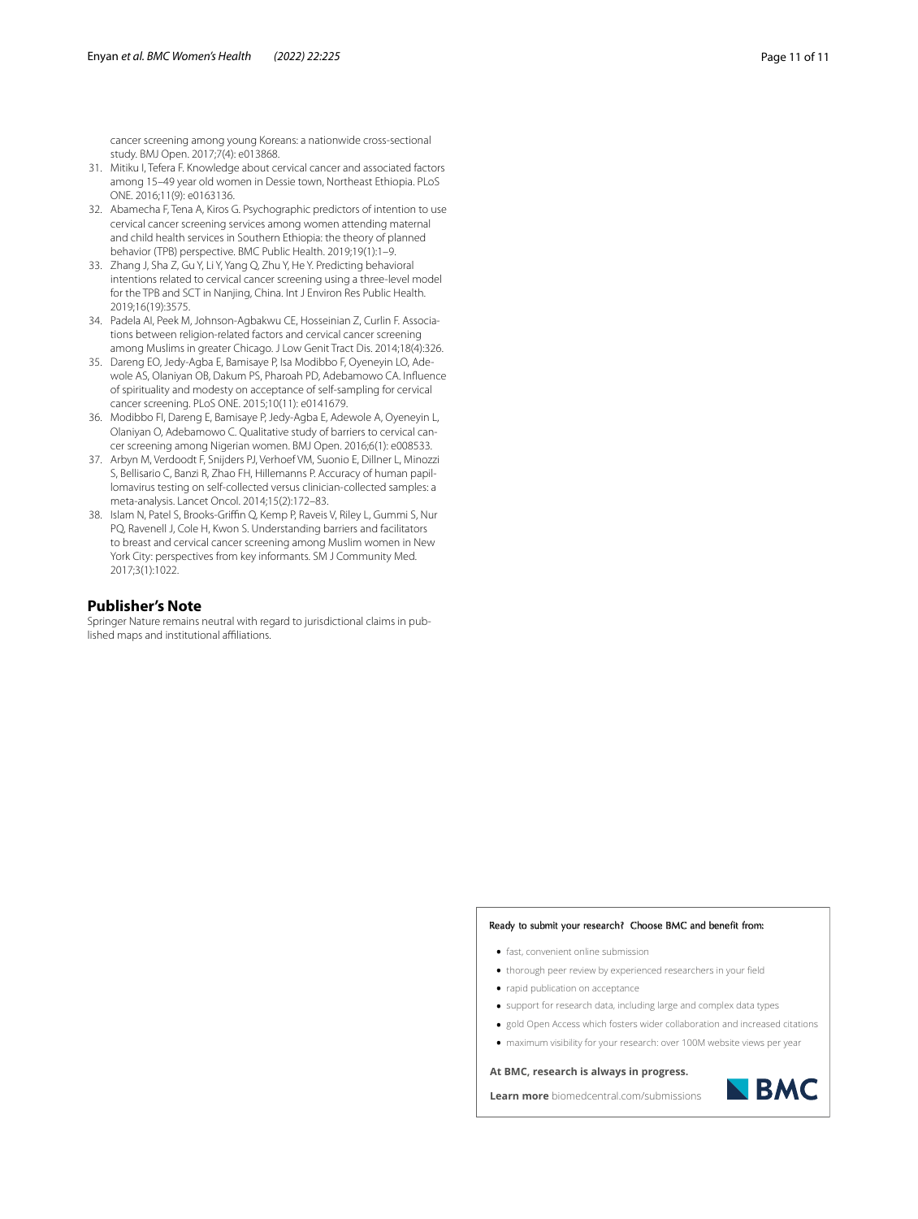cancer screening among young Koreans: a nationwide cross-sectional study. BMJ Open. 2017;7(4): e013868.

31. Mitiku I, Tefera F. Knowledge about cervical cancer and associated factors among 15–49 year old women in Dessie town, Northeast Ethiopia. PLoS ONE. 2016;11(9): e0163136.
32. Abamecha F, Tena A, Kiros G. Psychographic predictors of intention to use cervical cancer screening services among women attending maternal and child health services in Southern Ethiopia: the theory of planned behavior (TPB) perspective. BMC Public Health. 2019;19(1):1–9.
33. Zhang J, Sha Z, Gu Y, Li Y, Yang Q, Zhu Y, He Y. Predicting behavioral intentions related to cervical cancer screening using a three-level model for the TPB and SCT in Nanjing, China. Int J Environ Res Public Health. 2019;16(19):3575.
34. Padela AI, Peek M, Johnson-Agbakwu CE, Hosseinian Z, Curlin F. Associations between religion-related factors and cervical cancer screening among Muslims in greater Chicago. J Low Genit Tract Dis. 2014;18(4):326.
35. Dareng EO, Jedy-Agba E, Bamisaye P, Isa Modibbo F, Oyeneyin LO, Adewole AS, Olaniyan OB, Dakum PS, Pharoah PD, Adebamowo CA. Influence of spirituality and modesty on acceptance of self-sampling for cervical cancer screening. PLoS ONE. 2015;10(11): e0141679.
36. Modibbo FI, Dareng E, Bamisaye P, Jedy-Agba E, Adewole A, Oyeneyin L, Olaniyan O, Adebamowo C. Qualitative study of barriers to cervical cancer screening among Nigerian women. BMJ Open. 2016;6(1): e008533.
37. Arbyn M, Verdoodt F, Snijders PJ, Verhoef VM, Suonio E, Dillner L, Minozzi S, Bellisario C, Banzi R, Zhao FH, Hillemanns P. Accuracy of human papillomavirus testing on self-collected versus clinician-collected samples: a meta-analysis. Lancet Oncol. 2014;15(2):172–83.
38. Islam N, Patel S, Brooks-Griffin Q, Kemp P, Raveis V, Riley L, Gummi S, Nur PQ, Ravenell J, Cole H, Kwon S. Understanding barriers and facilitators to breast and cervical cancer screening among Muslim women in New York City: perspectives from key informants. SM J Community Med. 2017;3(1):1022.

## Publisher's Note

Springer Nature remains neutral with regard to jurisdictional claims in published maps and institutional affiliations.

Ready to submit your research? Choose BMC and benefit from:

- fast, convenient online submission
- thorough peer review by experienced researchers in your field
- rapid publication on acceptance
- support for research data, including large and complex data types
- gold Open Access which fosters wider collaboration and increased citations
- maximum visibility for your research: over 100M website views per year

**At BMC, research is always in progress.**

**Learn more** biomedcentral.com/submissions

BMC